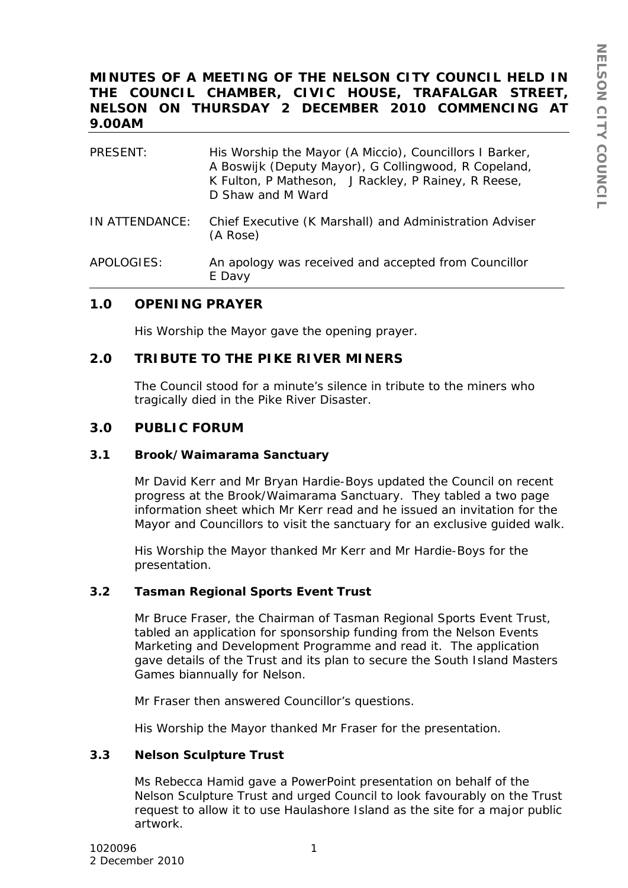# MINUTES OF A MEETING OF THE NELSON CITY COUNCIL HELD IN THE COUNCIL CHAMBER, CIVIC HOUSE, TRAFALGAR STREET, NELSON ON THURSDAY 2 DECEMBER 2010 COMMENCING AT 9.00AM

| | |
|---|---|
| PRESENT: | His Worship the Mayor (A Miccio), Councillors I Barker, A Boswijk (Deputy Mayor), G Collingwood, R Copeland, K Fulton, P Matheson, J Rackley, P Rainey, R Reese, D Shaw and M Ward |
| IN ATTENDANCE: | Chief Executive (K Marshall) and Administration Adviser (A Rose) |
| APOLOGIES: | An apology was received and accepted from Councillor E Davy |

## 1.0 OPENING PRAYER

His Worship the Mayor gave the opening prayer.

## 2.0 TRIBUTE TO THE PIKE RIVER MINERS

The Council stood for a minute's silence in tribute to the miners who tragically died in the Pike River Disaster.

## 3.0 PUBLIC FORUM

### 3.1 Brook/Waimarama Sanctuary

Mr David Kerr and Mr Bryan Hardie-Boys updated the Council on recent progress at the Brook/Waimarama Sanctuary. They tabled a two page information sheet which Mr Kerr read and he issued an invitation for the Mayor and Councillors to visit the sanctuary for an exclusive guided walk.

His Worship the Mayor thanked Mr Kerr and Mr Hardie-Boys for the presentation.

### 3.2 Tasman Regional Sports Event Trust

Mr Bruce Fraser, the Chairman of Tasman Regional Sports Event Trust, tabled an application for sponsorship funding from the Nelson Events Marketing and Development Programme and read it. The application gave details of the Trust and its plan to secure the South Island Masters Games biannually for Nelson.

Mr Fraser then answered Councillor's questions.

His Worship the Mayor thanked Mr Fraser for the presentation.

### 3.3 Nelson Sculpture Trust

Ms Rebecca Hamid gave a PowerPoint presentation on behalf of the Nelson Sculpture Trust and urged Council to look favourably on the Trust request to allow it to use Haulashore Island as the site for a major public artwork.

1020096
2 December 2010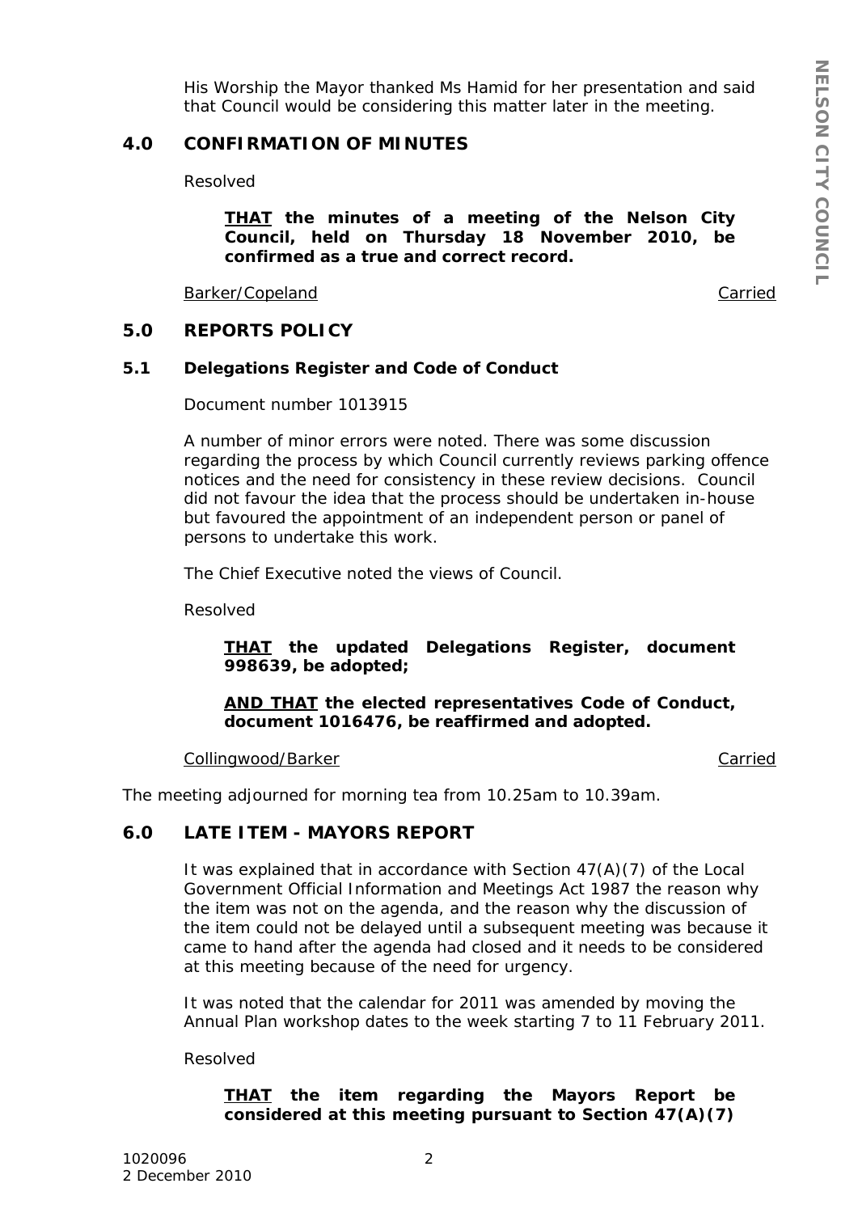His Worship the Mayor thanked Ms Hamid for her presentation and said that Council would be considering this matter later in the meeting.

## 4.0 CONFIRMATION OF MINUTES

Resolved

> **<u>THAT</u> the minutes of a meeting of the Nelson City Council, held on Thursday 18 November 2010, be confirmed as a true and correct record.**

<u>Barker/Copeland</u> <u>Carried</u>

## 5.0 REPORTS POLICY

### 5.1 Delegations Register and Code of Conduct

Document number 1013915

A number of minor errors were noted. There was some discussion regarding the process by which Council currently reviews parking offence notices and the need for consistency in these review decisions. Council did not favour the idea that the process should be undertaken in-house but favoured the appointment of an independent person or panel of persons to undertake this work.

The Chief Executive noted the views of Council.

Resolved

> **<u>THAT</u> the updated Delegations Register, document 998639, be adopted;**
>
> **<u>AND THAT</u> the elected representatives Code of Conduct, document 1016476, be reaffirmed and adopted.**

<u>Collingwood/Barker</u> <u>Carried</u>

The meeting adjourned for morning tea from 10.25am to 10.39am.

## 6.0 LATE ITEM - MAYORS REPORT

It was explained that in accordance with Section 47(A)(7) of the Local Government Official Information and Meetings Act 1987 the reason why the item was not on the agenda, and the reason why the discussion of the item could not be delayed until a subsequent meeting was because it came to hand after the agenda had closed and it needs to be considered at this meeting because of the need for urgency.

It was noted that the calendar for 2011 was amended by moving the Annual Plan workshop dates to the week starting 7 to 11 February 2011.

Resolved

> **<u>THAT</u> the item regarding the Mayors Report be considered at this meeting pursuant to Section 47(A)(7)**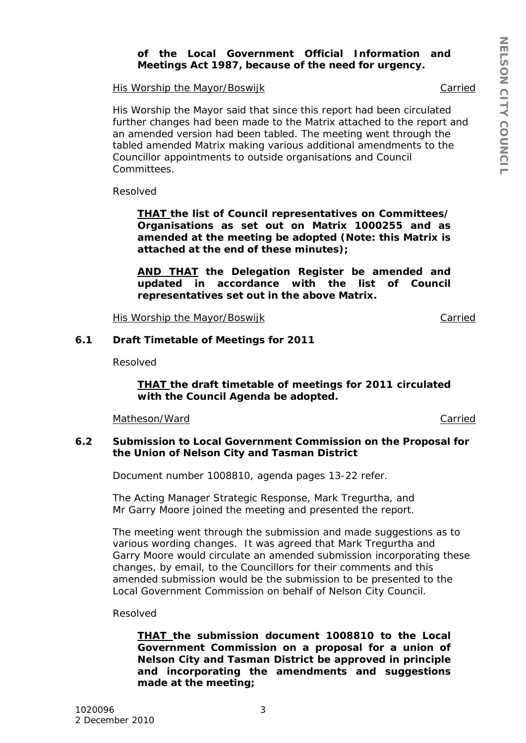**of the Local Government Official Information and Meetings Act 1987, because of the need for urgency.**

His Worship the Mayor/Boswijk Carried

His Worship the Mayor said that since this report had been circulated further changes had been made to the Matrix attached to the report and an amended version had been tabled. The meeting went through the tabled amended Matrix making various additional amendments to the Councillor appointments to outside organisations and Council Committees.

Resolved

> **THAT the list of Council representatives on Committees/ Organisations as set out on Matrix 1000255 and as amended at the meeting be adopted (Note: this Matrix is attached at the end of these minutes);**
>
> **AND THAT the Delegation Register be amended and updated in accordance with the list of Council representatives set out in the above Matrix.**

His Worship the Mayor/Boswijk Carried

### 6.1 Draft Timetable of Meetings for 2011

Resolved

> **THAT the draft timetable of meetings for 2011 circulated with the Council Agenda be adopted.**

Matheson/Ward Carried

### 6.2 Submission to Local Government Commission on the Proposal for the Union of Nelson City and Tasman District

Document number 1008810, agenda pages 13-22 refer.

The Acting Manager Strategic Response, Mark Tregurtha, and Mr Garry Moore joined the meeting and presented the report.

The meeting went through the submission and made suggestions as to various wording changes. It was agreed that Mark Tregurtha and Garry Moore would circulate an amended submission incorporating these changes, by email, to the Councillors for their comments and this amended submission would be the submission to be presented to the Local Government Commission on behalf of Nelson City Council.

Resolved

> **THAT the submission document 1008810 to the Local Government Commission on a proposal for a union of Nelson City and Tasman District be approved in principle and incorporating the amendments and suggestions made at the meeting;**

1020096
2 December 2010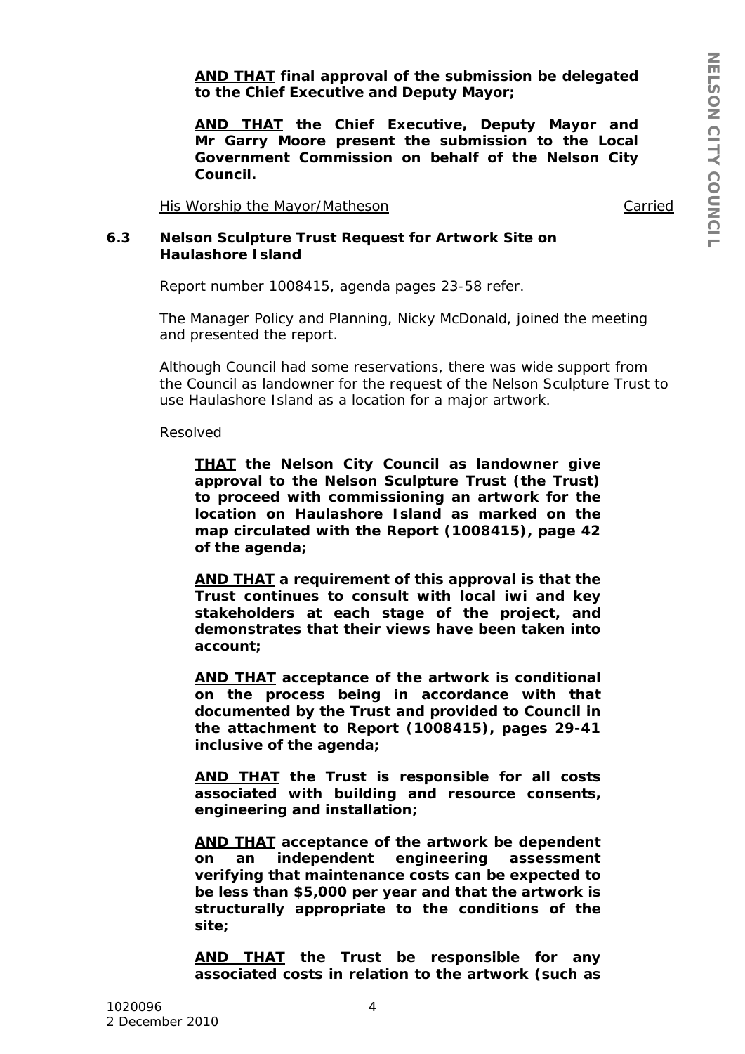**AND THAT final approval of the submission be delegated to the Chief Executive and Deputy Mayor;**

**AND THAT the Chief Executive, Deputy Mayor and Mr Garry Moore present the submission to the Local Government Commission on behalf of the Nelson City Council.**

His Worship the Mayor/Matheson — Carried

### 6.3 Nelson Sculpture Trust Request for Artwork Site on Haulashore Island

*Report number 1008415, agenda pages 23-58 refer.*

*The Manager Policy and Planning, Nicky McDonald, joined the meeting and presented the report.*

*Although Council had some reservations, there was wide support from the Council as landowner for the request of the Nelson Sculpture Trust to use Haulashore Island as a location for a major artwork.*

*Resolved*

**THAT the Nelson City Council as landowner give approval to the Nelson Sculpture Trust (the Trust) to proceed with commissioning an artwork for the location on Haulashore Island as marked on the map circulated with the Report (1008415), page 42 of the agenda;**

**AND THAT a requirement of this approval is that the Trust continues to consult with local iwi and key stakeholders at each stage of the project, and demonstrates that their views have been taken into account;**

**AND THAT acceptance of the artwork is conditional on the process being in accordance with that documented by the Trust and provided to Council in the attachment to Report (1008415), pages 29-41 inclusive of the agenda;**

**AND THAT the Trust is responsible for all costs associated with building and resource consents, engineering and installation;**

**AND THAT acceptance of the artwork be dependent on an independent engineering assessment verifying that maintenance costs can be expected to be less than $5,000 per year and that the artwork is structurally appropriate to the conditions of the site;**

**AND THAT the Trust be responsible for any associated costs in relation to the artwork (such as**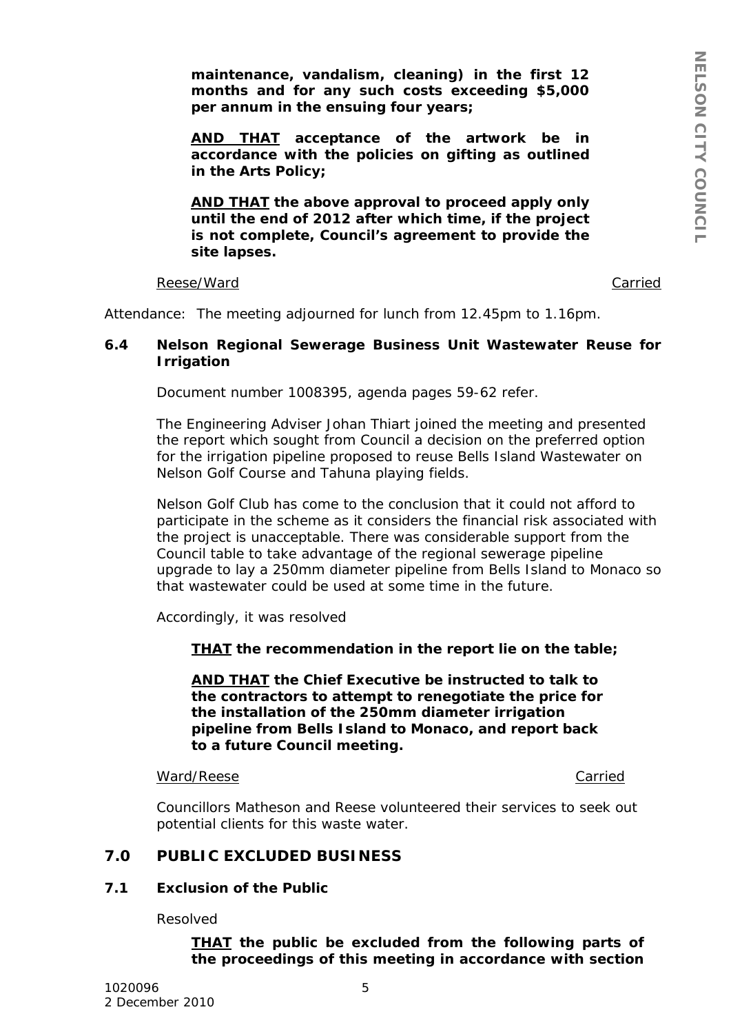**maintenance, vandalism, cleaning) in the first 12 months and for any such costs exceeding $5,000 per annum in the ensuing four years;**

**AND THAT acceptance of the artwork be in accordance with the policies on gifting as outlined in the Arts Policy;**

**AND THAT the above approval to proceed apply only until the end of 2012 after which time, if the project is not complete, Council's agreement to provide the site lapses.**

Reese/Ward Carried

Attendance: The meeting adjourned for lunch from 12.45pm to 1.16pm.

### 6.4 Nelson Regional Sewerage Business Unit Wastewater Reuse for Irrigation

Document number 1008395, agenda pages 59-62 refer.

The Engineering Adviser Johan Thiart joined the meeting and presented the report which sought from Council a decision on the preferred option for the irrigation pipeline proposed to reuse Bells Island Wastewater on Nelson Golf Course and Tahuna playing fields.

Nelson Golf Club has come to the conclusion that it could not afford to participate in the scheme as it considers the financial risk associated with the project is unacceptable. There was considerable support from the Council table to take advantage of the regional sewerage pipeline upgrade to lay a 250mm diameter pipeline from Bells Island to Monaco so that wastewater could be used at some time in the future.

Accordingly, it was resolved

**THAT the recommendation in the report lie on the table;**

**AND THAT the Chief Executive be instructed to talk to the contractors to attempt to renegotiate the price for the installation of the 250mm diameter irrigation pipeline from Bells Island to Monaco, and report back to a future Council meeting.**

Ward/Reese Carried

Councillors Matheson and Reese volunteered their services to seek out potential clients for this waste water.

## 7.0 PUBLIC EXCLUDED BUSINESS

### 7.1 Exclusion of the Public

Resolved

**THAT the public be excluded from the following parts of the proceedings of this meeting in accordance with section**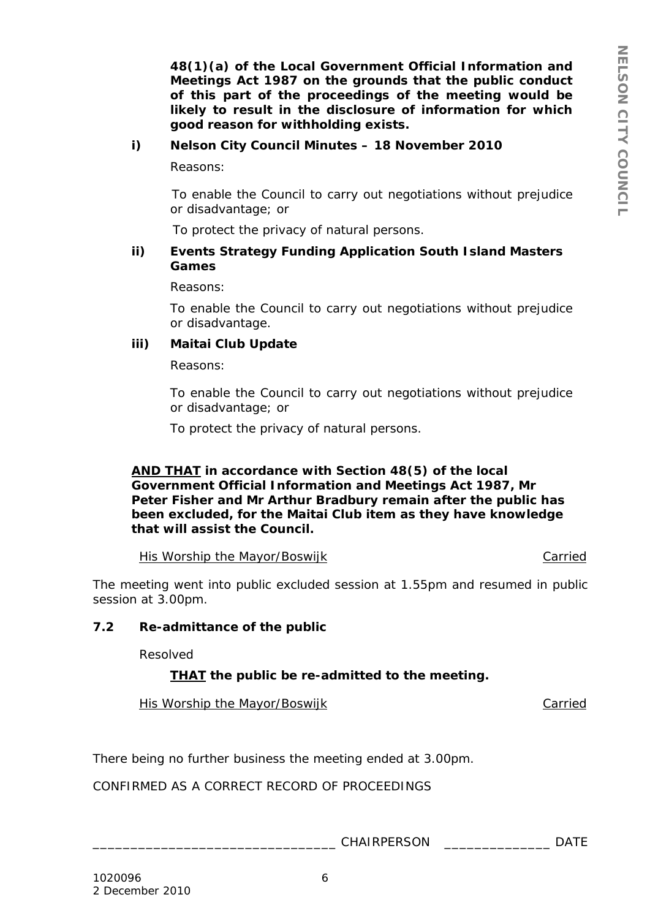**48(1)(a) of the Local Government Official Information and Meetings Act 1987 on the grounds that the public conduct of this part of the proceedings of the meeting would be likely to result in the disclosure of information for which good reason for withholding exists.**

**i) Nelson City Council Minutes – 18 November 2010**

Reasons:

To enable the Council to carry out negotiations without prejudice or disadvantage; or

To protect the privacy of natural persons.

**ii) Events Strategy Funding Application South Island Masters Games**

Reasons:

To enable the Council to carry out negotiations without prejudice or disadvantage.

**iii) Maitai Club Update**

Reasons:

To enable the Council to carry out negotiations without prejudice or disadvantage; or

To protect the privacy of natural persons.

**AND THAT in accordance with Section 48(5) of the local Government Official Information and Meetings Act 1987, Mr Peter Fisher and Mr Arthur Bradbury remain after the public has been excluded, for the Maitai Club item as they have knowledge that will assist the Council.**

His Worship the Mayor/Boswijk — Carried

The meeting went into public excluded session at 1.55pm and resumed in public session at 3.00pm.

### 7.2 Re-admittance of the public

Resolved

**THAT the public be re-admitted to the meeting.**

His Worship the Mayor/Boswijk — Carried

There being no further business the meeting ended at 3.00pm.

CONFIRMED AS A CORRECT RECORD OF PROCEEDINGS

_______________________________ CHAIRPERSON ______________ DATE

1020096
2 December 2010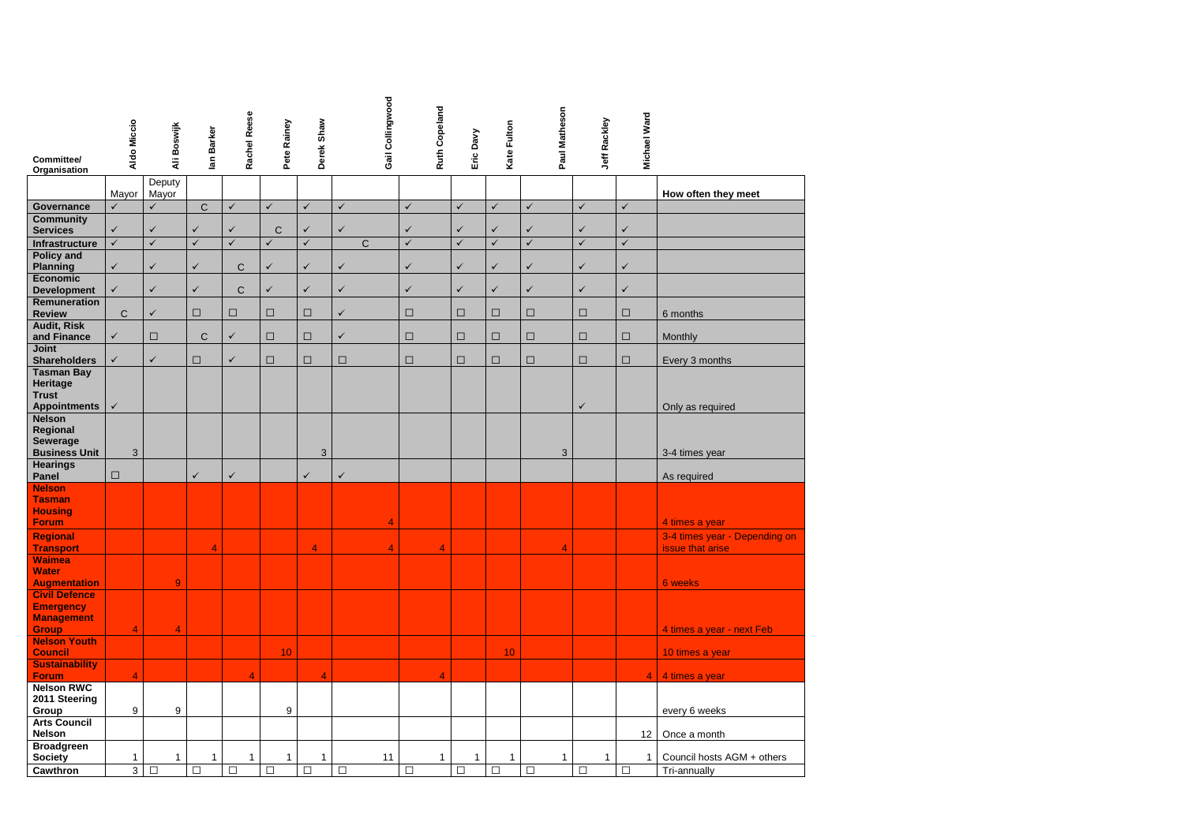| Committee/ Organisation | Aldo Miccio | Ali Boswijk | Ian Barker | Rachel Reese | Pete Rainey | Derek Shaw | Gail Collingwood | Ruth Copeland | Eric Davy | Kate Fulton | Paul Matheson | Jeff Rackley | Michael Ward | How often they meet |
|---|---|---|---|---|---|---|---|---|---|---|---|---|---|---|
| | Mayor | Deputy Mayor | | | | | | | | | | | | |
| **Governance** | ✓ | ✓ | C | ✓ | ✓ | ✓ | ✓ | ✓ | ✓ | ✓ | ✓ | ✓ | ✓ | |
| **Community Services** | ✓ | ✓ | ✓ | ✓ | C | ✓ | ✓ | ✓ | ✓ | ✓ | ✓ | ✓ | ✓ | |
| **Infrastructure** | ✓ | ✓ | ✓ | ✓ | ✓ | ✓ | C | ✓ | ✓ | ✓ | ✓ | ✓ | ✓ | |
| **Policy and Planning** | ✓ | ✓ | ✓ | C | ✓ | ✓ | ✓ | ✓ | ✓ | ✓ | ✓ | ✓ | ✓ | |
| **Economic Development** | ✓ | ✓ | ✓ | C | ✓ | ✓ | ✓ | ✓ | ✓ | ✓ | ✓ | ✓ | ✓ | |
| **Remuneration Review** | C | ✓ | ☐ | ☐ | ☐ | ☐ | ✓ | ☐ | ☐ | ☐ | ☐ | ☐ | ☐ | 6 months |
| **Audit, Risk and Finance** | ✓ | ☐ | C | ✓ | ☐ | ☐ | ✓ | ☐ | ☐ | ☐ | ☐ | ☐ | ☐ | Monthly |
| **Joint Shareholders** | ✓ | ✓ | ☐ | ✓ | ☐ | ☐ | ☐ | ☐ | ☐ | ☐ | ☐ | ☐ | ☐ | Every 3 months |
| **Tasman Bay Heritage Trust Appointments** | ✓ | | | | | | | | | | | ✓ | | Only as required |
| **Nelson Regional Sewerage Business Unit** | 3 | | | | | 3 | | | | | 3 | | | 3-4 times year |
| **Hearings Panel** | ☐ | | ✓ | ✓ | | ✓ | ✓ | | | | | | | As required |
| **Nelson Tasman Housing Forum** | | | | | | | 4 | | | | | | | 4 times a year |
| **Regional Transport** | | | 4 | | | 4 | 4 | 4 | | | 4 | | | 3-4 times year - Depending on issue that arise |
| **Waimea Water Augmentation** | | 9 | | | | | | | | | | | | 6 weeks |
| **Civil Defence Emergency Management Group** | 4 | 4 | | | | | | | | | | | | 4 times a year - next Feb |
| **Nelson Youth Council** | | | | | 10 | | | | | 10 | | | | 10 times a year |
| **Sustainability Forum** | 4 | | | 4 | | 4 | | 4 | | | | | 4 | 4 times a year |
| **Nelson RWC 2011 Steering Group** | 9 | 9 | | | 9 | | | | | | | | | every 6 weeks |
| **Arts Council Nelson** | | | | | | | | | | | | | 12 | Once a month |
| **Broadgreen Society** | 1 | 1 | 1 | 1 | 1 | 1 | 11 | 1 | 1 | 1 | 1 | 1 | 1 | Council hosts AGM + others |
| **Cawthron** | 3 | ☐ | ☐ | ☐ | ☐ | ☐ | ☐ | ☐ | ☐ | ☐ | ☐ | ☐ | ☐ | Tri-annually |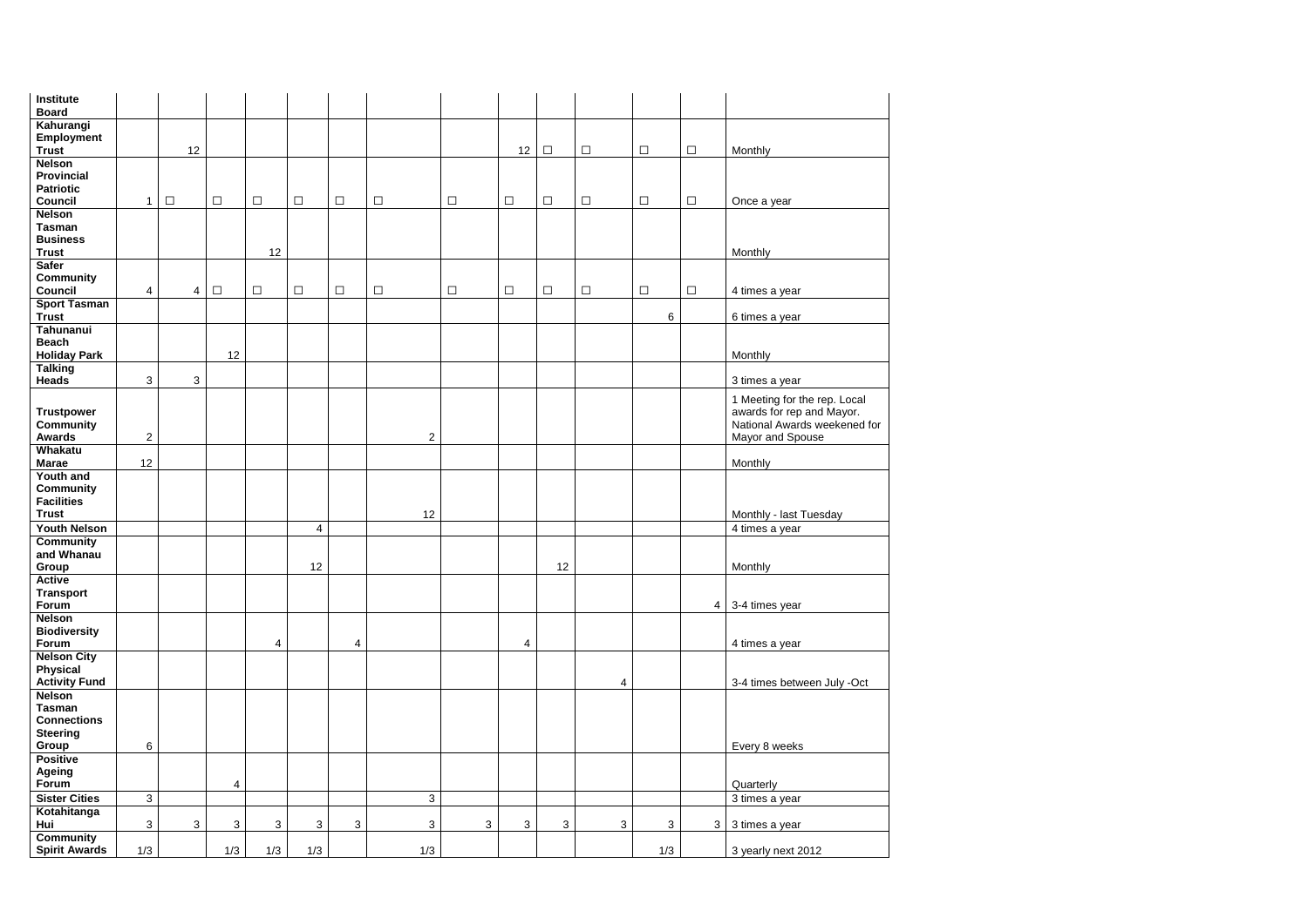| | | | | | | | | | | | | | | |
|---|---|---|---|---|---|---|---|---|---|---|---|---|---|---|
| **Institute Board** | | | | | | | | | | | | | | |
| **Kahurangi Employment Trust** | | 12 | | | | | | | 12 | ☐ | ☐ | ☐ | ☐ | Monthly |
| **Nelson Provincial Patriotic Council** | 1 | ☐ | ☐ | ☐ | ☐ | ☐ | ☐ | ☐ | ☐ | ☐ | ☐ | ☐ | ☐ | Once a year |
| **Nelson Tasman Business Trust** | | | | 12 | | | | | | | | | | Monthly |
| **Safer Community Council** | 4 | 4 | ☐ | ☐ | ☐ | ☐ | ☐ | ☐ | ☐ | ☐ | ☐ | ☐ | ☐ | 4 times a year |
| **Sport Tasman Trust** | | | | | | | | | | | | 6 | | 6 times a year |
| **Tahunanui Beach Holiday Park** | | | 12 | | | | | | | | | | | Monthly |
| **Talking Heads** | 3 | 3 | | | | | | | | | | | | 3 times a year |
| **Trustpower Community Awards** | 2 | | | | | | 2 | | | | | | | 1 Meeting for the rep. Local awards for rep and Mayor. National Awards weekened for Mayor and Spouse |
| **Whakatu Marae** | 12 | | | | | | | | | | | | | Monthly |
| **Youth and Community Facilities Trust** | | | | | | | 12 | | | | | | | Monthly - last Tuesday |
| **Youth Nelson** | | | | | 4 | | | | | | | | | 4 times a year |
| **Community and Whanau Group** | | | | | 12 | | | | | 12 | | | | Monthly |
| **Active Transport Forum** | | | | | | | | | | | | | 4 | 3-4 times year |
| **Nelson Biodiversity Forum** | | | | 4 | | 4 | | | 4 | | | | | 4 times a year |
| **Nelson City Physical Activity Fund** | | | | | | | | | | | 4 | | | 3-4 times between July -Oct |
| **Nelson Tasman Connections Steering Group** | 6 | | | | | | | | | | | | | Every 8 weeks |
| **Positive Ageing Forum** | | | 4 | | | | | | | | | | | Quarterly |
| **Sister Cities** | 3 | | | | | | 3 | | | | | | | 3 times a year |
| **Kotahitanga Hui** | 3 | 3 | 3 | 3 | 3 | 3 | 3 | 3 | 3 | 3 | 3 | 3 | 3 | 3 times a year |
| **Community Spirit Awards** | 1/3 | | 1/3 | 1/3 | 1/3 | | 1/3 | | | | | 1/3 | | 3 yearly next 2012 |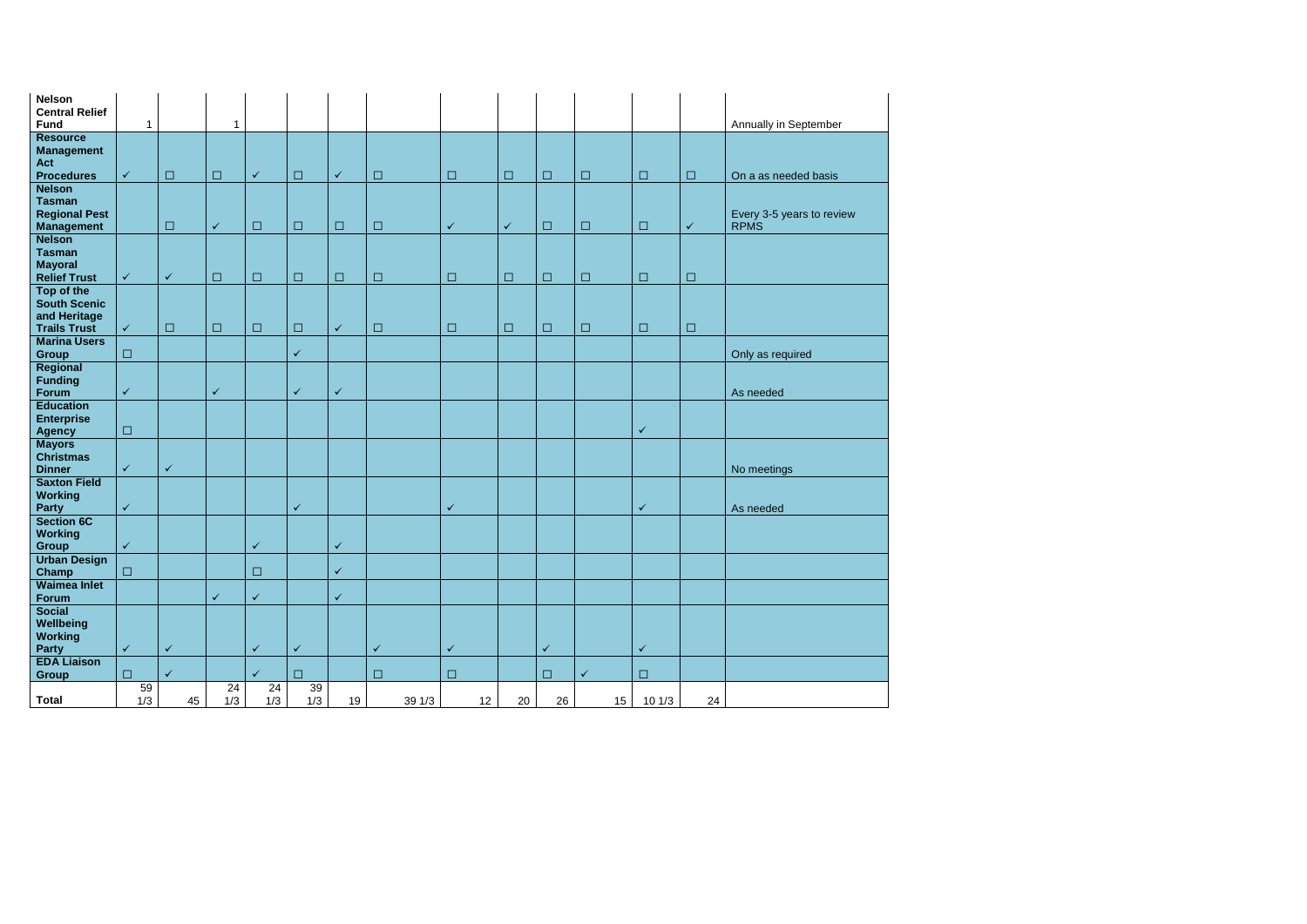| | | | | | | | | | | | | | | |
|---|---|---|---|---|---|---|---|---|---|---|---|---|---|---|
| **Nelson Central Relief Fund** | 1 | | 1 | | | | | | | | | | | Annually in September |
| **Resource Management Act Procedures** | ✓ | ☐ | ☐ | ✓ | ☐ | ✓ | ☐ | ☐ | ☐ | ☐ | ☐ | ☐ | ☐ | On a as needed basis |
| **Nelson Tasman Regional Pest Management** | | ☐ | ✓ | ☐ | ☐ | ☐ | ☐ | ✓ | ✓ | ☐ | ☐ | ☐ | ✓ | Every 3-5 years to review RPMS |
| **Nelson Tasman Mayoral Relief Trust** | ✓ | ✓ | ☐ | ☐ | ☐ | ☐ | ☐ | ☐ | ☐ | ☐ | ☐ | ☐ | ☐ | |
| **Top of the South Scenic and Heritage Trails Trust** | ✓ | ☐ | ☐ | ☐ | ☐ | ✓ | ☐ | ☐ | ☐ | ☐ | ☐ | ☐ | ☐ | |
| **Marina Users Group** | ☐ | | | | ✓ | | | | | | | | | Only as required |
| **Regional Funding Forum** | ✓ | | ✓ | | ✓ | ✓ | | | | | | | | As needed |
| **Education Enterprise Agency** | ☐ | | | | | | | | | | | ✓ | | |
| **Mayors Christmas Dinner** | ✓ | ✓ | | | | | | | | | | | | No meetings |
| **Saxton Field Working Party** | ✓ | | | | ✓ | | | ✓ | | | | ✓ | | As needed |
| **Section 6C Working Group** | ✓ | | | ✓ | | ✓ | | | | | | | | |
| **Urban Design Champ** | ☐ | | | ☐ | | ✓ | | | | | | | | |
| **Waimea Inlet Forum** | | | ✓ | ✓ | | ✓ | | | | | | | | |
| **Social Wellbeing Working Party** | ✓ | ✓ | | ✓ | ✓ | | ✓ | ✓ | | ✓ | | ✓ | | |
| **EDA Liaison Group** | ☐ | ✓ | | ✓ | ☐ | | ☐ | ☐ | | ☐ | ✓ | ☐ | | |
| **Total** | 59 1/3 | 45 | 24 1/3 | 24 1/3 | 39 1/3 | 19 | 39 1/3 | 12 | 20 | 26 | 15 | 10 1/3 | 24 | |